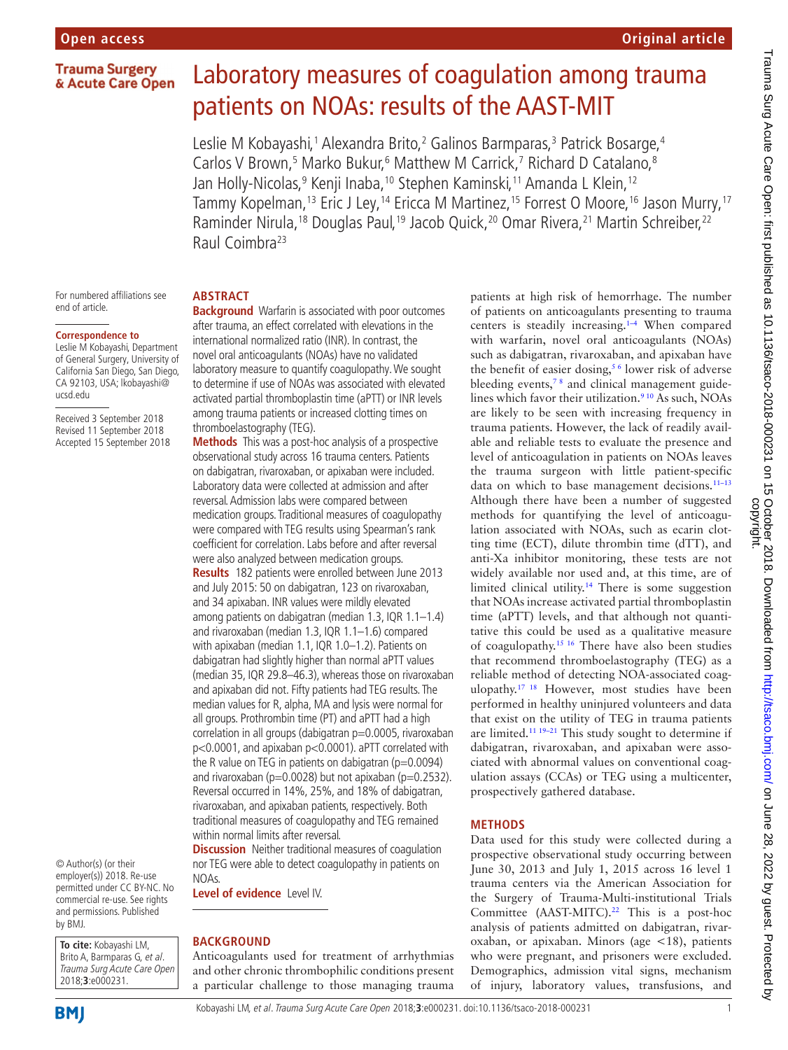Open access | Original article

# Laboratory measures of coagulation among trauma patients on NOAs: results of the AAST-MIT

Leslie M Kobayashi,[1] Alexandra Brito,[2] Galinos Barmparas,[3] Patrick Bosarge,[4] Carlos V Brown,[5] Marko Bukur,[6] Matthew M Carrick,[7] Richard D Catalano,[8] Jan Holly-Nicolas,[9] Kenji Inaba,[10] Stephen Kaminski,[11] Amanda L Klein,[12] Tammy Kopelman,[13] Eric J Ley,[14] Ericca M Martinez,[15] Forrest O Moore,[16] Jason Murry,[17] Raminder Nirula,[18] Douglas Paul,[19] Jacob Quick,[20] Omar Rivera,[21] Martin Schreiber,[22] Raul Coimbra[23]

For numbered affiliations see end of article.

**Correspondence to**
Leslie M Kobayashi, Department of General Surgery, University of California San Diego, San Diego, CA 92103, USA; lkobayashi@ucsd.edu

Received 3 September 2018
Revised 11 September 2018
Accepted 15 September 2018

© Author(s) (or their employer(s)) 2018. Re-use permitted under CC BY-NC. No commercial re-use. See rights and permissions. Published by BMJ.

**To cite:** Kobayashi LM, Brito A, Barmparas G, *et al*. *Trauma Surg Acute Care Open* 2018;**3**:e000231.

## ABSTRACT

**Background** Warfarin is associated with poor outcomes after trauma, an effect correlated with elevations in the international normalized ratio (INR). In contrast, the novel oral anticoagulants (NOAs) have no validated laboratory measure to quantify coagulopathy. We sought to determine if use of NOAs was associated with elevated activated partial thromboplastin time (aPTT) or INR levels among trauma patients or increased clotting times on thromboelastography (TEG).

**Methods** This was a post-hoc analysis of a prospective observational study across 16 trauma centers. Patients on dabigatran, rivaroxaban, or apixaban were included. Laboratory data were collected at admission and after reversal. Admission labs were compared between medication groups. Traditional measures of coagulopathy were compared with TEG results using Spearman's rank coefficient for correlation. Labs before and after reversal were also analyzed between medication groups.

**Results** 182 patients were enrolled between June 2013 and July 2015: 50 on dabigatran, 123 on rivaroxaban, and 34 apixaban. INR values were mildly elevated among patients on dabigatran (median 1.3, IQR 1.1–1.4) and rivaroxaban (median 1.3, IQR 1.1–1.6) compared with apixaban (median 1.1, IQR 1.0–1.2). Patients on dabigatran had slightly higher than normal aPTT values (median 35, IQR 29.8–46.3), whereas those on rivaroxaban and apixaban did not. Fifty patients had TEG results. The median values for R, alpha, MA and lysis were normal for all groups. Prothrombin time (PT) and aPTT had a high correlation in all groups (dabigatran $p=0.0005$, rivaroxaban $p<0.0001$, and apixaban $p<0.0001$). aPTT correlated with the R value on TEG in patients on dabigatran ($p=0.0094$) and rivaroxaban ($p=0.0028$) but not apixaban ($p=0.2532$). Reversal occurred in 14%, 25%, and 18% of dabigatran, rivaroxaban, and apixaban patients, respectively. Both traditional measures of coagulopathy and TEG remained within normal limits after reversal.

**Discussion** Neither traditional measures of coagulation nor TEG were able to detect coagulopathy in patients on NOAs.

**Level of evidence** Level IV.

## BACKGROUND

Anticoagulants used for treatment of arrhythmias and other chronic thrombophilic conditions present a particular challenge to those managing trauma patients at high risk of hemorrhage. The number of patients on anticoagulants presenting to trauma centers is steadily increasing.[1–4] When compared with warfarin, novel oral anticoagulants (NOAs) such as dabigatran, rivaroxaban, and apixaban have the benefit of easier dosing,[5,6] lower risk of adverse bleeding events,[7,8] and clinical management guidelines which favor their utilization.[9,10] As such, NOAs are likely to be seen with increasing frequency in trauma patients. However, the lack of readily available and reliable tests to evaluate the presence and level of anticoagulation in patients on NOAs leaves the trauma surgeon with little patient-specific data on which to base management decisions.[11–13] Although there have been a number of suggested methods for quantifying the level of anticoagulation associated with NOAs, such as ecarin clotting time (ECT), dilute thrombin time (dTT), and anti-Xa inhibitor monitoring, these tests are not widely available nor used and, at this time, are of limited clinical utility.[14] There is some suggestion that NOAs increase activated partial thromboplastin time (aPTT) levels, and that although not quantitative this could be used as a qualitative measure of coagulopathy.[15,16] There have also been studies that recommend thromboelastography (TEG) as a reliable method of detecting NOA-associated coagulopathy.[17,18] However, most studies have been performed in healthy uninjured volunteers and data that exist on the utility of TEG in trauma patients are limited.[11,19–21] This study sought to determine if dabigatran, rivaroxaban, and apixaban were associated with abnormal values on conventional coagulation assays (CCAs) or TEG using a multicenter, prospectively gathered database.

## METHODS

Data used for this study were collected during a prospective observational study occurring between June 30, 2013 and July 1, 2015 across 16 level 1 trauma centers via the American Association for the Surgery of Trauma-Multi-institutional Trials Committee (AAST-MITC).[22] This is a post-hoc analysis of patients admitted on dabigatran, rivaroxaban, or apixaban. Minors (age <18), patients who were pregnant, and prisoners were excluded. Demographics, admission vital signs, mechanism of injury, laboratory values, transfusions, and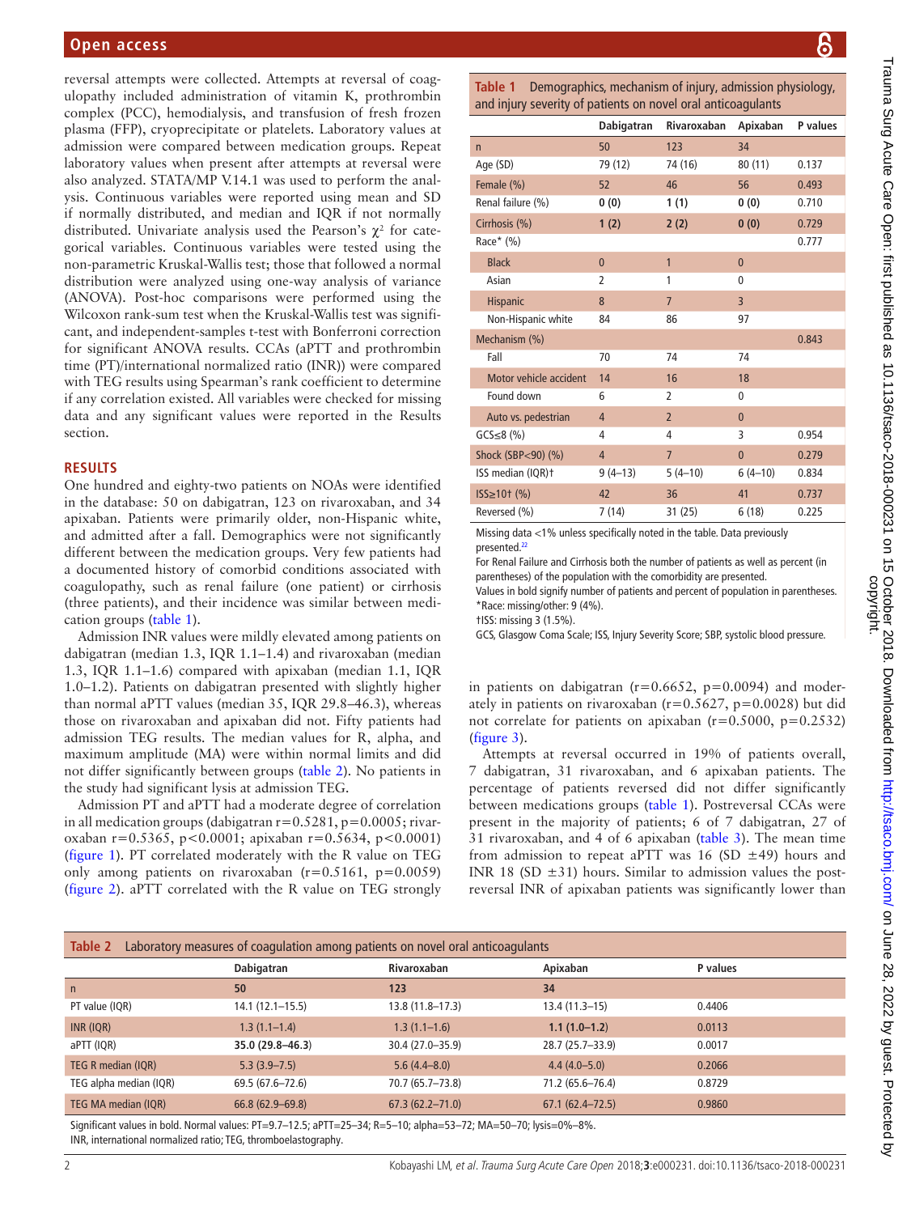reversal attempts were collected. Attempts at reversal of coagulopathy included administration of vitamin K, prothrombin complex (PCC), hemodialysis, and transfusion of fresh frozen plasma (FFP), cryoprecipitate or platelets. Laboratory values at admission were compared between medication groups. Repeat laboratory values when present after attempts at reversal were also analyzed. STATA/MP V.14.1 was used to perform the analysis. Continuous variables were reported using mean and SD if normally distributed, and median and IQR if not normally distributed. Univariate analysis used the Pearson's $\chi^2$ for categorical variables. Continuous variables were tested using the non-parametric Kruskal-Wallis test; those that followed a normal distribution were analyzed using one-way analysis of variance (ANOVA). Post-hoc comparisons were performed using the Wilcoxon rank-sum test when the Kruskal-Wallis test was significant, and independent-samples t-test with Bonferroni correction for significant ANOVA results. CCAs (aPTT and prothrombin time (PT)/international normalized ratio (INR)) were compared with TEG results using Spearman's rank coefficient to determine if any correlation existed. All variables were checked for missing data and any significant values were reported in the Results section.

## RESULTS

One hundred and eighty-two patients on NOAs were identified in the database: 50 on dabigatran, 123 on rivaroxaban, and 34 apixaban. Patients were primarily older, non-Hispanic white, and admitted after a fall. Demographics were not significantly different between the medication groups. Very few patients had a documented history of comorbid conditions associated with coagulopathy, such as renal failure (one patient) or cirrhosis (three patients), and their incidence was similar between medication groups (table 1).

Admission INR values were mildly elevated among patients on dabigatran (median 1.3, IQR 1.1–1.4) and rivaroxaban (median 1.3, IQR 1.1–1.6) compared with apixaban (median 1.1, IQR 1.0–1.2). Patients on dabigatran presented with slightly higher than normal aPTT values (median 35, IQR 29.8–46.3), whereas those on rivaroxaban and apixaban did not. Fifty patients had admission TEG results. The median values for R, alpha, and maximum amplitude (MA) were within normal limits and did not differ significantly between groups (table 2). No patients in the study had significant lysis at admission TEG.

Admission PT and aPTT had a moderate degree of correlation in all medication groups (dabigatran r=0.5281, p=0.0005; rivaroxaban r=0.5365, p<0.0001; apixaban r=0.5634, p<0.0001) (figure 1). PT correlated moderately with the R value on TEG only among patients on rivaroxaban (r=0.5161, p=0.0059) (figure 2). aPTT correlated with the R value on TEG strongly in patients on dabigatran (r=0.6652, p=0.0094) and moderately in patients on rivaroxaban (r=0.5627, p=0.0028) but did not correlate for patients on apixaban (r=0.5000, p=0.2532) (figure 3).

Attempts at reversal occurred in 19% of patients overall, 7 dabigatran, 31 rivaroxaban, and 6 apixaban patients. The percentage of patients reversed did not differ significantly between medications groups (table 1). Postreversal CCAs were present in the majority of patients; 6 of 7 dabigatran, 27 of 31 rivaroxaban, and 4 of 6 apixaban (table 3). The mean time from admission to repeat aPTT was 16 (SD ±49) hours and INR 18 (SD ±31) hours. Similar to admission values the postreversal INR of apixaban patients was significantly lower than

**Table 1** Demographics, mechanism of injury, admission physiology, and injury severity of patients on novel oral anticoagulants

| | Dabigatran | Rivaroxaban | Apixaban | P values |
|---|---|---|---|---|
| n | 50 | 123 | 34 | |
| Age (SD) | 79 (12) | 74 (16) | 80 (11) | 0.137 |
| Female (%) | 52 | 46 | 56 | 0.493 |
| Renal failure (%) | **0 (0)** | **1 (1)** | **0 (0)** | 0.710 |
| Cirrhosis (%) | **1 (2)** | **2 (2)** | **0 (0)** | 0.729 |
| Race* (%) | | | | 0.777 |
| Black | 0 | 1 | 0 | |
| Asian | 2 | 1 | 0 | |
| Hispanic | 8 | 7 | 3 | |
| Non-Hispanic white | 84 | 86 | 97 | |
| Mechanism (%) | | | | 0.843 |
| Fall | 70 | 74 | 74 | |
| Motor vehicle accident | 14 | 16 | 18 | |
| Found down | 6 | 2 | 0 | |
| Auto vs. pedestrian | 4 | 2 | 0 | |
| GCS≤8 (%) | 4 | 4 | 3 | 0.954 |
| Shock (SBP<90) (%) | 4 | 7 | 0 | 0.279 |
| ISS median (IQR)† | 9 (4–13) | 5 (4–10) | 6 (4–10) | 0.834 |
| ISS≥10† (%) | 42 | 36 | 41 | 0.737 |
| Reversed (%) | 7 (14) | 31 (25) | 6 (18) | 0.225 |

Missing data <1% unless specifically noted in the table. Data previously presented.[22]
For Renal Failure and Cirrhosis both the number of patients as well as percent (in parentheses) of the population with the comorbidity are presented.
Values in bold signify number of patients and percent of population in parentheses.
*Race: missing/other: 9 (4%).
†ISS: missing 3 (1.5%).
GCS, Glasgow Coma Scale; ISS, Injury Severity Score; SBP, systolic blood pressure.

**Table 2** Laboratory measures of coagulation among patients on novel oral anticoagulants

| | Dabigatran | Rivaroxaban | Apixaban | P values |
|---|---|---|---|---|
| n | 50 | 123 | 34 | |
| PT value (IQR) | 14.1 (12.1–15.5) | 13.8 (11.8–17.3) | 13.4 (11.3–15) | 0.4406 |
| INR (IQR) | 1.3 (1.1–1.4) | 1.3 (1.1–1.6) | **1.1 (1.0–1.2)** | 0.0113 |
| aPTT (IQR) | **35.0 (29.8–46.3)** | 30.4 (27.0–35.9) | 28.7 (25.7–33.9) | 0.0017 |
| TEG R median (IQR) | 5.3 (3.9–7.5) | 5.6 (4.4–8.0) | 4.4 (4.0–5.0) | 0.2066 |
| TEG alpha median (IQR) | 69.5 (67.6–72.6) | 70.7 (65.7–73.8) | 71.2 (65.6–76.4) | 0.8729 |
| TEG MA median (IQR) | 66.8 (62.9–69.8) | 67.3 (62.2–71.0) | 67.1 (62.4–72.5) | 0.9860 |

Significant values in bold. Normal values: PT=9.7–12.5; aPTT=25–34; R=5–10; alpha=53–72; MA=50–70; lysis=0%–8%.
INR, international normalized ratio; TEG, thromboelastography.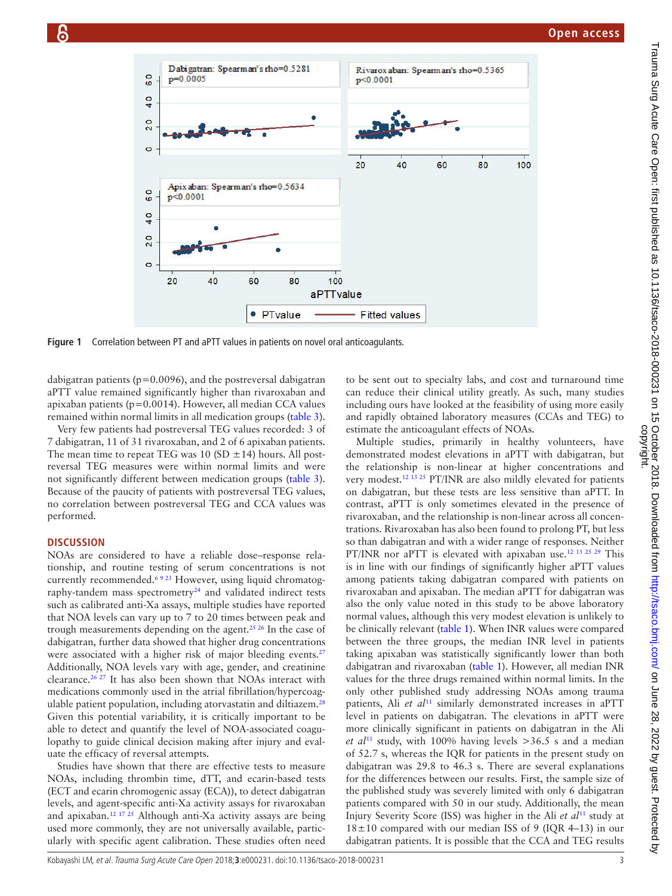Figure 1 Correlation between PT and aPTT values in patients on novel oral anticoagulants.

dabigatran patients (p=0.0096), and the postreversal dabigatran aPTT value remained significantly higher than rivaroxaban and apixaban patients (p=0.0014). However, all median CCA values remained within normal limits in all medication groups (table 3).

Very few patients had postreversal TEG values recorded: 3 of 7 dabigatran, 11 of 31 rivaroxaban, and 2 of 6 apixaban patients. The mean time to repeat TEG was 10 (SD ±14) hours. All postreversal TEG measures were within normal limits and were not significantly different between medication groups (table 3). Because of the paucity of patients with postreversal TEG values, no correlation between postreversal TEG and CCA values was performed.

## DISCUSSION

NOAs are considered to have a reliable dose–response relationship, and routine testing of serum concentrations is not currently recommended.[6 9 23] However, using liquid chromatography-tandem mass spectrometry[24] and validated indirect tests such as calibrated anti-Xa assays, multiple studies have reported that NOA levels can vary up to 7 to 20 times between peak and trough measurements depending on the agent.[25 26] In the case of dabigatran, further data showed that higher drug concentrations were associated with a higher risk of major bleeding events.[27] Additionally, NOA levels vary with age, gender, and creatinine clearance.[26 27] It has also been shown that NOAs interact with medications commonly used in the atrial fibrillation/hypercoagulable patient population, including atorvastatin and diltiazem.[28] Given this potential variability, it is critically important to be able to detect and quantify the level of NOA-associated coagulopathy to guide clinical decision making after injury and evaluate the efficacy of reversal attempts.

Studies have shown that there are effective tests to measure NOAs, including thrombin time, dTT, and ecarin-based tests (ECT and ecarin chromogenic assay (ECA)), to detect dabigatran levels, and agent-specific anti-Xa activity assays for rivaroxaban and apixaban.[12 17 25] Although anti-Xa activity assays are being used more commonly, they are not universally available, particularly with specific agent calibration. These studies often need to be sent out to specialty labs, and cost and turnaround time can reduce their clinical utility greatly. As such, many studies including ours have looked at the feasibility of using more easily and rapidly obtained laboratory measures (CCAs and TEG) to estimate the anticoagulant effects of NOAs.

Multiple studies, primarily in healthy volunteers, have demonstrated modest elevations in aPTT with dabigatran, but the relationship is non-linear at higher concentrations and very modest.[12 13 25] PT/INR are also mildly elevated for patients on dabigatran, but these tests are less sensitive than aPTT. In contrast, aPTT is only sometimes elevated in the presence of rivaroxaban, and the relationship is non-linear across all concentrations. Rivaroxaban has also been found to prolong PT, but less so than dabigatran and with a wider range of responses. Neither PT/INR nor aPTT is elevated with apixaban use.[12 13 25 29] This is in line with our findings of significantly higher aPTT values among patients taking dabigatran compared with patients on rivaroxaban and apixaban. The median aPTT for dabigatran was also the only value noted in this study to be above laboratory normal values, although this very modest elevation is unlikely to be clinically relevant (table 1). When INR values were compared between the three groups, the median INR level in patients taking apixaban was statistically significantly lower than both dabigatran and rivaroxaban (table 1). However, all median INR values for the three drugs remained within normal limits. In the only other published study addressing NOAs among trauma patients, Ali *et al*[11] similarly demonstrated increases in aPTT level in patients on dabigatran. The elevations in aPTT were more clinically significant in patients on dabigatran in the Ali *et al*[11] study, with 100% having levels >36.5 s and a median of 52.7 s, whereas the IQR for patients in the present study on dabigatran was 29.8 to 46.3 s. There are several explanations for the differences between our results. First, the sample size of the published study was severely limited with only 6 dabigatran patients compared with 50 in our study. Additionally, the mean Injury Severity Score (ISS) was higher in the Ali *et al*[11] study at 18±10 compared with our median ISS of 9 (IQR 4–13) in our dabigatran patients. It is possible that the CCA and TEG results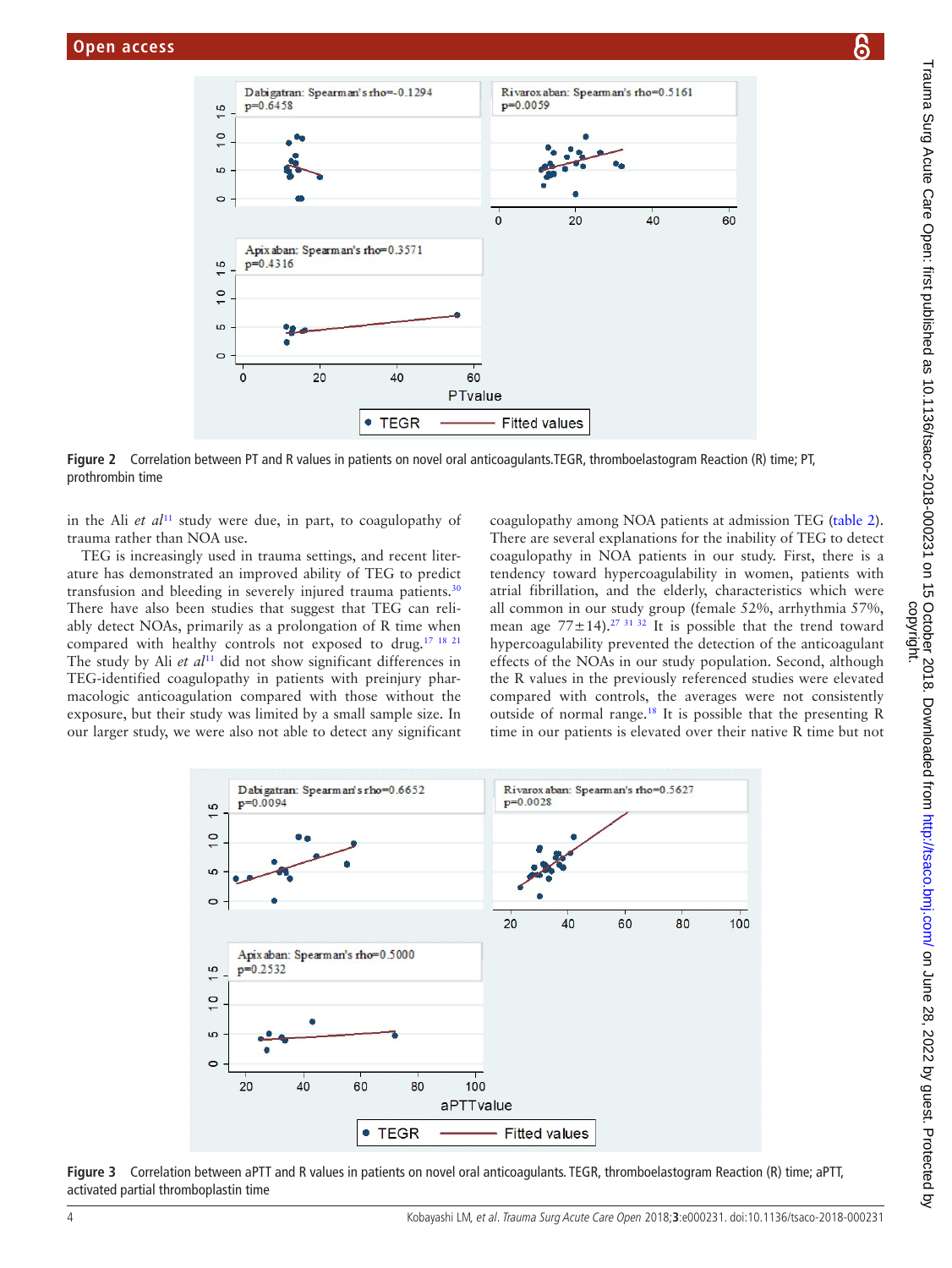Figure 2 Correlation between PT and R values in patients on novel oral anticoagulants.TEGR, thromboelastogram Reaction (R) time; PT, prothrombin time

in the Ali *et al*[11] study were due, in part, to coagulopathy of trauma rather than NOA use.

TEG is increasingly used in trauma settings, and recent literature has demonstrated an improved ability of TEG to predict transfusion and bleeding in severely injured trauma patients.[30] There have also been studies that suggest that TEG can reliably detect NOAs, primarily as a prolongation of R time when compared with healthy controls not exposed to drug.[17 18 21] The study by Ali *et al*[11] did not show significant differences in TEG-identified coagulopathy in patients with preinjury pharmacologic anticoagulation compared with those without the exposure, but their study was limited by a small sample size. In our larger study, we were also not able to detect any significant coagulopathy among NOA patients at admission TEG (table 2). There are several explanations for the inability of TEG to detect coagulopathy in NOA patients in our study. First, there is a tendency toward hypercoagulability in women, patients with atrial fibrillation, and the elderly, characteristics which were all common in our study group (female 52%, arrhythmia 57%, mean age 77±14).[27 31 32] It is possible that the trend toward hypercoagulability prevented the detection of the anticoagulant effects of the NOAs in our study population. Second, although the R values in the previously referenced studies were elevated compared with controls, the averages were not consistently outside of normal range.[18] It is possible that the presenting R time in our patients is elevated over their native R time but not

Figure 3 Correlation between aPTT and R values in patients on novel oral anticoagulants. TEGR, thromboelastogram Reaction (R) time; aPTT, activated partial thromboplastin time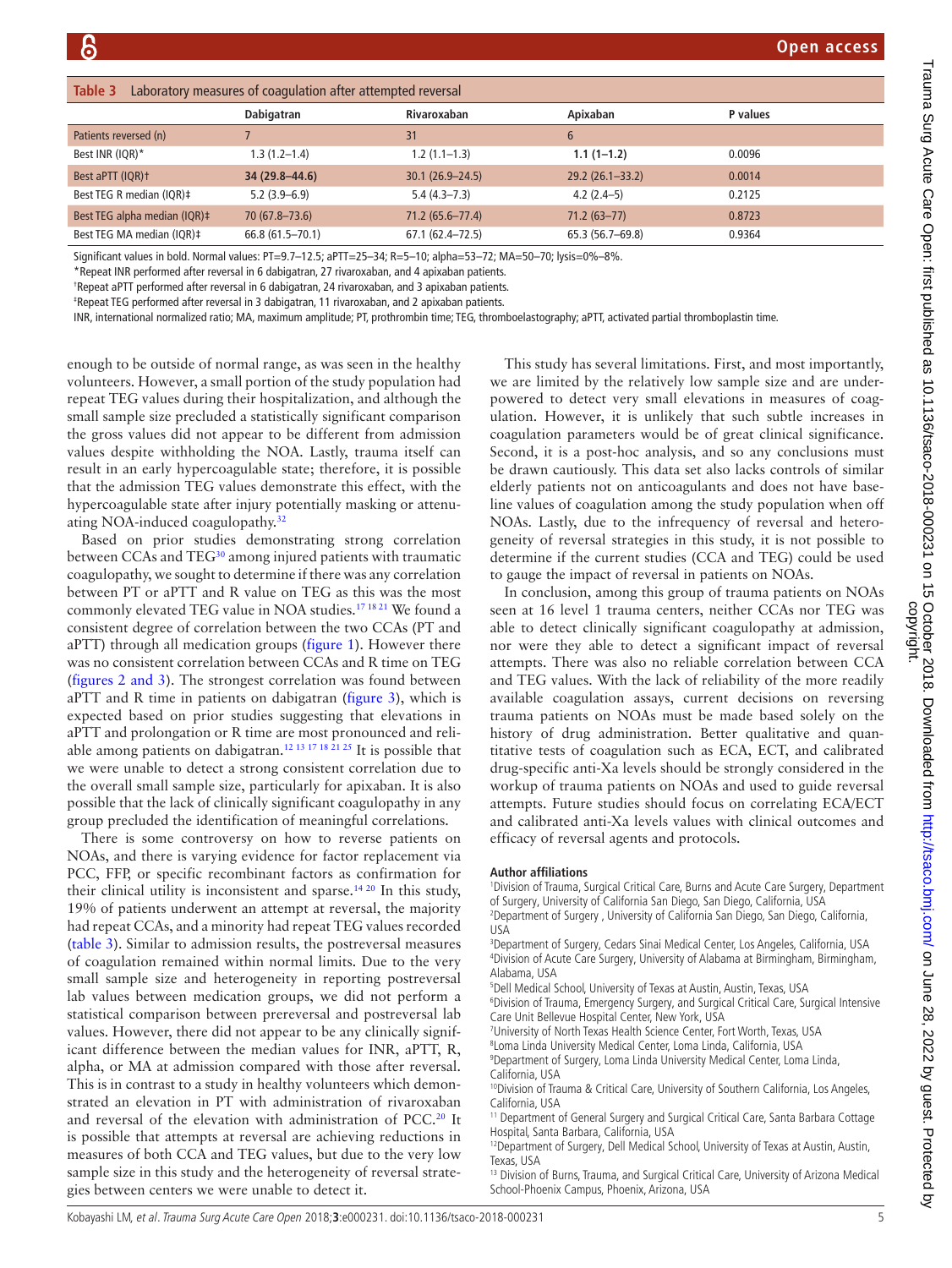**Table 3** Laboratory measures of coagulation after attempted reversal

| | Dabigatran | Rivaroxaban | Apixaban | P values |
|---|---|---|---|---|
| Patients reversed (n) | 7 | 31 | 6 | |
| Best INR (IQR)* | 1.3 (1.2–1.4) | 1.2 (1.1–1.3) | **1.1 (1–1.2)** | 0.0096 |
| Best aPTT (IQR)† | **34 (29.8–44.6)** | 30.1 (26.9–24.5) | 29.2 (26.1–33.2) | 0.0014 |
| Best TEG R median (IQR)‡ | 5.2 (3.9–6.9) | 5.4 (4.3–7.3) | 4.2 (2.4–5) | 0.2125 |
| Best TEG alpha median (IQR)‡ | 70 (67.8–73.6) | 71.2 (65.6–77.4) | 71.2 (63–77) | 0.8723 |
| Best TEG MA median (IQR)‡ | 66.8 (61.5–70.1) | 67.1 (62.4–72.5) | 65.3 (56.7–69.8) | 0.9364 |

Significant values in bold. Normal values: PT=9.7–12.5; aPTT=25–34; R=5–10; alpha=53–72; MA=50–70; lysis=0%–8%.

*Repeat INR performed after reversal in 6 dabigatran, 27 rivaroxaban, and 4 apixaban patients.

†Repeat aPTT performed after reversal in 6 dabigatran, 24 rivaroxaban, and 3 apixaban patients.

‡Repeat TEG performed after reversal in 3 dabigatran, 11 rivaroxaban, and 2 apixaban patients.

INR, international normalized ratio; MA, maximum amplitude; PT, prothrombin time; TEG, thromboelastography; aPTT, activated partial thromboplastin time.

enough to be outside of normal range, as was seen in the healthy volunteers. However, a small portion of the study population had repeat TEG values during their hospitalization, and although the small sample size precluded a statistically significant comparison the gross values did not appear to be different from admission values despite withholding the NOA. Lastly, trauma itself can result in an early hypercoagulable state; therefore, it is possible that the admission TEG values demonstrate this effect, with the hypercoagulable state after injury potentially masking or attenuating NOA-induced coagulopathy.[32]

Based on prior studies demonstrating strong correlation between CCAs and TEG[30] among injured patients with traumatic coagulopathy, we sought to determine if there was any correlation between PT or aPTT and R value on TEG as this was the most commonly elevated TEG value in NOA studies.[17 18 21] We found a consistent degree of correlation between the two CCAs (PT and aPTT) through all medication groups (figure 1). However there was no consistent correlation between CCAs and R time on TEG (figures 2 and 3). The strongest correlation was found between aPTT and R time in patients on dabigatran (figure 3), which is expected based on prior studies suggesting that elevations in aPTT and prolongation or R time are most pronounced and reliable among patients on dabigatran.[12 13 17 18 21 25] It is possible that we were unable to detect a strong consistent correlation due to the overall small sample size, particularly for apixaban. It is also possible that the lack of clinically significant coagulopathy in any group precluded the identification of meaningful correlations.

There is some controversy on how to reverse patients on NOAs, and there is varying evidence for factor replacement via PCC, FFP, or specific recombinant factors as confirmation for their clinical utility is inconsistent and sparse.[14 20] In this study, 19% of patients underwent an attempt at reversal, the majority had repeat CCAs, and a minority had repeat TEG values recorded (table 3). Similar to admission results, the postreversal measures of coagulation remained within normal limits. Due to the very small sample size and heterogeneity in reporting postreversal lab values between medication groups, we did not perform a statistical comparison between prereversal and postreversal lab values. However, there did not appear to be any clinically significant difference between the median values for INR, aPTT, R, alpha, or MA at admission compared with those after reversal. This is in contrast to a study in healthy volunteers which demonstrated an elevation in PT with administration of rivaroxaban and reversal of the elevation with administration of PCC.[20] It is possible that attempts at reversal are achieving reductions in measures of both CCA and TEG values, but due to the very low sample size in this study and the heterogeneity of reversal strategies between centers we were unable to detect it.

This study has several limitations. First, and most importantly, we are limited by the relatively low sample size and are underpowered to detect very small elevations in measures of coagulation. However, it is unlikely that such subtle increases in coagulation parameters would be of great clinical significance. Second, it is a post-hoc analysis, and so any conclusions must be drawn cautiously. This data set also lacks controls of similar elderly patients not on anticoagulants and does not have baseline values of coagulation among the study population when off NOAs. Lastly, due to the infrequency of reversal and heterogeneity of reversal strategies in this study, it is not possible to determine if the current studies (CCA and TEG) could be used to gauge the impact of reversal in patients on NOAs.

In conclusion, among this group of trauma patients on NOAs seen at 16 level 1 trauma centers, neither CCAs nor TEG was able to detect clinically significant coagulopathy at admission, nor were they able to detect a significant impact of reversal attempts. There was also no reliable correlation between CCA and TEG values. With the lack of reliability of the more readily available coagulation assays, current decisions on reversing trauma patients on NOAs must be made based solely on the history of drug administration. Better qualitative and quantitative tests of coagulation such as ECA, ECT, and calibrated drug-specific anti-Xa levels should be strongly considered in the workup of trauma patients on NOAs and used to guide reversal attempts. Future studies should focus on correlating ECA/ECT and calibrated anti-Xa levels values with clinical outcomes and efficacy of reversal agents and protocols.

#### Author affiliations

[1]Division of Trauma, Surgical Critical Care, Burns and Acute Care Surgery, Department of Surgery, University of California San Diego, San Diego, California, USA
[2]Department of Surgery , University of California San Diego, San Diego, California, USA
[3]Department of Surgery, Cedars Sinai Medical Center, Los Angeles, California, USA
[4]Division of Acute Care Surgery, University of Alabama at Birmingham, Birmingham, Alabama, USA
[5]Dell Medical School, University of Texas at Austin, Austin, Texas, USA
[6]Division of Trauma, Emergency Surgery, and Surgical Critical Care, Surgical Intensive Care Unit Bellevue Hospital Center, New York, USA
[7]University of North Texas Health Science Center, Fort Worth, Texas, USA
[8]Loma Linda University Medical Center, Loma Linda, California, USA
[9]Department of Surgery, Loma Linda University Medical Center, Loma Linda, California, USA
[10]Division of Trauma & Critical Care, University of Southern California, Los Angeles, California, USA
[11] Department of General Surgery and Surgical Critical Care, Santa Barbara Cottage Hospital, Santa Barbara, California, USA
[12]Department of Surgery, Dell Medical School, University of Texas at Austin, Austin, Texas, USA
[13] Division of Burns, Trauma, and Surgical Critical Care, University of Arizona Medical School-Phoenix Campus, Phoenix, Arizona, USA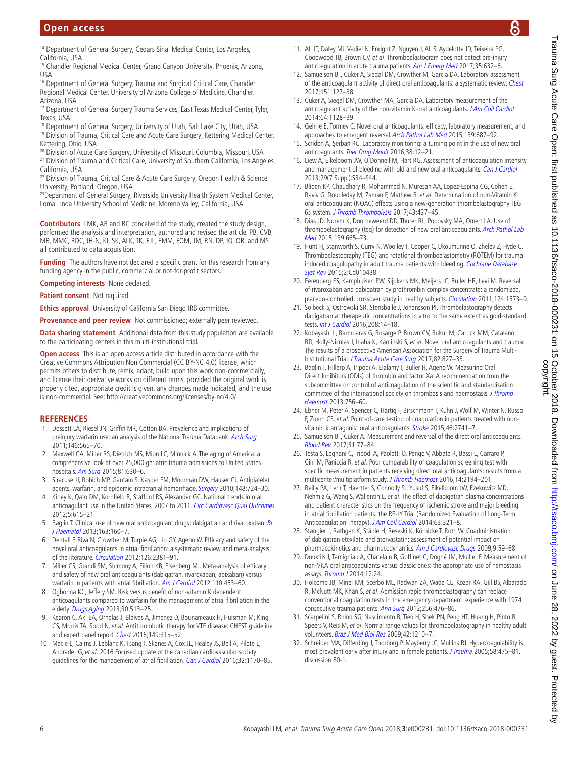[14] Department of General Surgery, Cedars Sinai Medical Center, Los Angeles, California, USA
[15] Chandler Regional Medical Center, Grand Canyon University, Phoenix, Arizona, USA
[16] Department of General Surgery, Trauma and Surgical Critical Care, Chandler Regional Medical Center, University of Arizona College of Medicine, Chandler, Arizona, USA
[17] Department of General Surgery Trauma Services, East Texas Medical Center, Tyler, Texas, USA
[18] Department of General Surgery, University of Utah, Salt Lake City, Utah, USA
[19] Division of Trauma, Critical Care and Acute Care Surgery, Kettering Medical Center, Kettering, Ohio, USA
[20] Division of Acute Care Surgery, University of Missouri, Columbia, Missouri, USA
[21] Division of Trauma and Critical Care, University of Southern California, Los Angeles, California, USA
[22] Division of Trauma, Critical Care & Acute Care Surgery, Oregon Health & Science University, Portland, Oregon, USA
[23] Department of General Surgery, Riverside University Health System Medical Center, Loma Linda University School of Medicine, Moreno Valley, California, USA

**Contributors** LMK, AB and RC conceived of the study, created the study design, performed the analysis and interpretation, authored and revised the article. PB, CVB, MB, MMC, RDC, JH-N, KI, SK, ALK, TK, EJL, EMM, FOM, JM, RN, DP, JQ, OR, and MS all contributed to data acquisition.

**Funding** The authors have not declared a specific grant for this research from any funding agency in the public, commercial or not-for-profit sectors.

**Competing interests** None declared.

**Patient consent** Not required.

**Ethics approval** University of California San Diego IRB committee.

**Provenance and peer review** Not commissioned; externally peer reviewed.

**Data sharing statement** Additional data from this study population are available to the participating centers in this multi-institutional trial.

**Open access** This is an open access article distributed in accordance with the Creative Commons Attribution Non Commercial (CC BY-NC 4.0) license, which permits others to distribute, remix, adapt, build upon this work non-commercially, and license their derivative works on different terms, provided the original work is properly cited, appropriate credit is given, any changes made indicated, and the use is non-commercial. See: http://creativecommons.org/licenses/by-nc/4.0/

## REFERENCES

1. Dossett LA, Riesel JN, Griffin MR, Cotton BA. Prevalence and implications of preinjury warfarin use: an analysis of the National Trauma Databank. *Arch Surg* 2011;146:565–70.
2. Maxwell CA, Miller RS, Dietrich MS, Mion LC, Minnick A. The aging of America: a comprehensive look at over 25,000 geriatric trauma admissions to United States hospitals. *Am Surg* 2015;81:630–6.
3. Siracuse JJ, Robich MP, Gautam S, Kasper EM, Moorman DW, Hauser CJ. Antiplatelet agents, warfarin, and epidemic intracranial hemorrhage. *Surgery* 2010;148:724–30.
4. Kirley K, Qato DM, Kornfield R, Stafford RS, Alexander GC. National trends in oral anticoagulant use in the United States, 2007 to 2011. *Circ Cardiovasc Qual Outcomes* 2012;5:615–21.
5. Baglin T. Clinical use of new oral anticoagulant drugs: dabigatran and rivaroxaban. *Br J Haematol* 2013;163:160–7.
6. Dentali F, Riva N, Crowther M, Turpie AG, Lip GY, Ageno W. Efficacy and safety of the novel oral anticoagulants in atrial fibrillation: a systematic review and meta-analysis of the literature. *Circulation* 2012;126:2381–91.
7. Miller CS, Grandi SM, Shimony A, Filion KB, Eisenberg MJ. Meta-analysis of efficacy and safety of new oral anticoagulants (dabigatran, rivaroxaban, apixaban) versus warfarin in patients with atrial fibrillation. *Am J Cardiol* 2012;110:453–60.
8. Ogbonna KC, Jeffery SM. Risk versus benefit of non-vitamin K dependent anticoagulants compared to warfarin for the management of atrial fibrillation in the elderly. *Drugs Aging* 2013;30:513–25.
9. Kearon C, Akl EA, Ornelas J, Blaivas A, Jimenez D, Bounameaux H, Huisman M, King CS, Morris TA, Sood N, *et al*. Antithrombotic therapy for VTE disease: CHEST guideline and expert panel report. *Chest* 2016;149:315–52.
10. Macle L, Cairns J, Leblanc K, Tsang T, Skanes A, Cox JL, Healey JS, Bell A, Pilote L, Andrade JG, *et al*. 2016 Focused update of the canadian cardiovascular society guidelines for the management of atrial fibrillation. *Can J Cardiol* 2016;32:1170–85.
11. Ali JT, Daley MJ, Vadiei N, Enright Z, Nguyen J, Ali S, Aydelotte JD, Teixeira PG, Coopwood TB, Brown CV, *et al*. Thromboelastogram does not detect pre-injury anticoagulation in acute trauma patients. *Am J Emerg Med* 2017;35:632–6.
12. Samuelson BT, Cuker A, Siegal DM, Crowther M, Garcia DA. Laboratory assessment of the anticoagulant activity of direct oral anticoagulants: a systematic review. *Chest* 2017;151:127–38.
13. Cuker A, Siegal DM, Crowther MA, Garcia DA. Laboratory measurement of the anticoagulant activity of the non-vitamin K oral anticoagulants. *J Am Coll Cardiol* 2014;64:1128–39.
14. Gehrie E, Tormey C. Novel oral anticoagulants: efficacy, laboratory measurement, and approaches to emergent reversal. *Arch Pathol Lab Med* 2015;139:687–92.
15. Scridon A, Şerban RC. Laboratory monitoring: a turning point in the use of new oral anticoagulants. *Ther Drug Monit* 2016;38:12–21.
16. Liew A, Eikelboom JW, O'Donnell M, Hart RG. Assessment of anticoagulation intensity and management of bleeding with old and new oral anticoagulants. *Can J Cardiol* 2013;29(7 Suppl):S34–S44.
17. Bliden KP, Chaudhary R, Mohammed N, Muresan AA, Lopez-Espina CG, Cohen E, Raviv G, Doubleday M, Zaman F, Mathew B, *et al*. Determination of non-Vitamin K oral anticoagulant (NOAC) effects using a new-generation thrombelastography TEG 6s system. *J Thromb Thrombolysis* 2017;43:437–45.
18. Dias JD, Norem K, Doorneweerd DD, Thurer RL, Popovsky MA, Omert LA. Use of thromboelastography (teg) for detection of new oral anticoagulants. *Arch Pathol Lab Med* 2015;139:665–73.
19. Hunt H, Stanworth S, Curry N, Woolley T, Cooper C, Ukoumunne O, Zhelev Z, Hyde C. Thromboelastography (TEG) and rotational thromboelastometry (ROTEM) for trauma induced coagulopathy in adult trauma patients with bleeding. *Cochrane Database Syst Rev* 2015;2:Cd010438.
20. Eerenberg ES, Kamphuisen PW, Sijpkens MK, Meijers JC, Buller HR, Levi M. Reversal of rivaroxaban and dabigatran by prothrombin complex concentrate: a randomized, placebo-controlled, crossover study in healthy subjects. *Circulation* 2011;124:1573–9.
21. Solbeck S, Ostrowski SR, Stensballe J, Johansson PI. Thrombelastography detects dabigatran at therapeutic concentrations in vitro to the same extent as gold-standard tests. *Int J Cardiol* 2016;208:14–18.
22. Kobayashi L, Barmparas G, Bosarge P, Brown CV, Bukur M, Carrick MM, Catalano RD, Holly-Nicolas J, Inaba K, Kaminski S, *et al*. Novel oral anticoagulants and trauma: The results of a prospective American Association for the Surgery of Trauma Multi-Institutional Trial. *J Trauma Acute Care Surg* 2017;82:827–35.
23. Baglin T, Hillarp A, Tripodi A, Elalamy I, Buller H, Ageno W. Measuring Oral Direct Inhibitors (ODIs) of thrombin and factor Xa: A recommendation from the subcommittee on control of anticoagulation of the scientific and standardisation committee of the international society on thrombosis and haemostasis. *J Thromb Haemost* 2013:756–60.
24. Ebner M, Peter A, Spencer C, Härtig F, Birschmann I, Kuhn J, Wolf M, Winter N, Russo F, Zuern CS, *et al*. Point-of-care testing of coagulation in patients treated with non-vitamin k antagonist oral anticoagulants. *Stroke* 2015;46:2741–7.
25. Samuelson BT, Cuker A. Measurement and reversal of the direct oral anticoagulants. *Blood Rev* 2017;31:77–84.
26. Testa S, Legnani C, Tripodi A, Paoletti O, Pengo V, Abbate R, Bassi L, Carraro P, Cini M, Paniccia R, *et al*. Poor comparability of coagulation screening test with specific measurement in patients receiving direct oral anticoagulants: results from a multicenter/multiplatform study. *J Thromb Haemost* 2016;14:2194–201.
27. Reilly PA, Lehr T, Haertter S, Connolly SJ, Yusuf S, Eikelboom JW, Ezekowitz MD, Nehmiz G, Wang S, Wallentin L, *et al*. The effect of dabigatran plasma concentrations and patient characteristics on the frequency of ischemic stroke and major bleeding in atrial fibrillation patients: the RE-LY Trial (Randomized Evaluation of Long-Term Anticoagulation Therapy). *J Am Coll Cardiol* 2014;63:321–8.
28. Stangier J, Rathgen K, Stähle H, Reseski K, Körnicke T, Roth W. Coadministration of dabigatran etexilate and atorvastatin: assessment of potential impact on pharmacokinetics and pharmacodynamics. *Am J Cardiovasc Drugs* 2009;9:59–68.
29. Douxfils J, Tamigniau A, Chatelain B, Goffinet C, Dogné JM, Mullier F. Measurement of non-VKA oral anticoagulants versus classic ones: the appropriate use of hemostasis assays. *Thromb J* 2014;12:24.
30. Holcomb JB, Minei KM, Scerbo ML, Radwan ZA, Wade CE, Kozar RA, Gill BS, Albarado R, McNutt MK, Khan S, *et al*. Admission rapid thrombelastography can replace conventional coagulation tests in the emergency department: experience with 1974 consecutive trauma patients. *Ann Surg* 2012;256:476–86.
31. Scarpelini S, Rhind SG, Nascimento B, Tien H, Shek PN, Peng HT, Huang H, Pinto R, Speers V, Reis M, *et al*. Normal range values for thromboelastography in healthy adult volunteers. *Braz J Med Biol Res* 2009;42:1210–7.
32. Schreiber MA, Differding J, Thorborg P, Mayberry JC, Mullins RJ. Hypercoagulability is most prevalent early after injury and in female patients. *J Trauma* 2005;58:475–81. discussion 80-1.